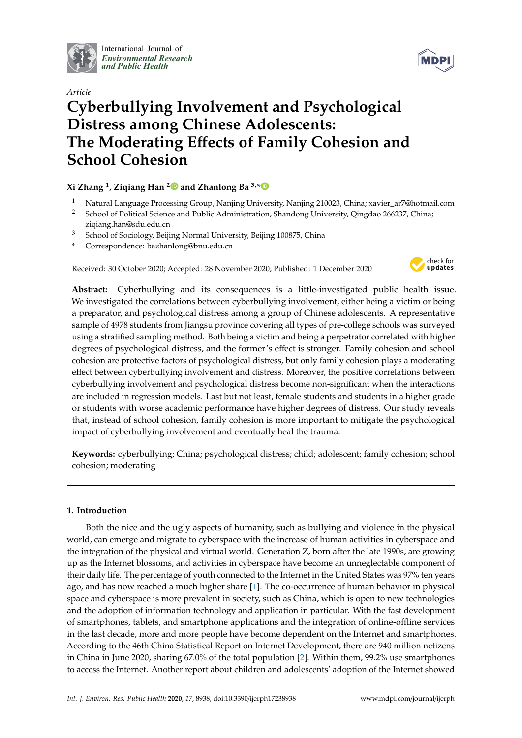International Journal of *Environmental Research and Public Health*

*Article*

# Cyberbullying Involvement and Psychological Distress among Chinese Adolescents: The Moderating Effects of Family Cohesion and School Cohesion

**Xi Zhang [1], Ziqiang Han [2] and Zhanlong Ba [3,*]**

[1] Natural Language Processing Group, Nanjing University, Nanjing 210023, China; xavier_ar7@hotmail.com
[2] School of Political Science and Public Administration, Shandong University, Qingdao 266237, China; ziqiang.han@sdu.edu.cn
[3] School of Sociology, Beijing Normal University, Beijing 100875, China
* Correspondence: bazhanlong@bnu.edu.cn

Received: 30 October 2020; Accepted: 28 November 2020; Published: 1 December 2020

**Abstract:** Cyberbullying and its consequences is a little-investigated public health issue. We investigated the correlations between cyberbullying involvement, either being a victim or being a preparator, and psychological distress among a group of Chinese adolescents. A representative sample of 4978 students from Jiangsu province covering all types of pre-college schools was surveyed using a stratified sampling method. Both being a victim and being a perpetrator correlated with higher degrees of psychological distress, and the former's effect is stronger. Family cohesion and school cohesion are protective factors of psychological distress, but only family cohesion plays a moderating effect between cyberbullying involvement and distress. Moreover, the positive correlations between cyberbullying involvement and psychological distress become non-significant when the interactions are included in regression models. Last but not least, female students and students in a higher grade or students with worse academic performance have higher degrees of distress. Our study reveals that, instead of school cohesion, family cohesion is more important to mitigate the psychological impact of cyberbullying involvement and eventually heal the trauma.

**Keywords:** cyberbullying; China; psychological distress; child; adolescent; family cohesion; school cohesion; moderating

## 1. Introduction

Both the nice and the ugly aspects of humanity, such as bullying and violence in the physical world, can emerge and migrate to cyberspace with the increase of human activities in cyberspace and the integration of the physical and virtual world. Generation Z, born after the late 1990s, are growing up as the Internet blossoms, and activities in cyberspace have become an unneglectable component of their daily life. The percentage of youth connected to the Internet in the United States was 97% ten years ago, and has now reached a much higher share [1]. The co-occurrence of human behavior in physical space and cyberspace is more prevalent in society, such as China, which is open to new technologies and the adoption of information technology and application in particular. With the fast development of smartphones, tablets, and smartphone applications and the integration of online-offline services in the last decade, more and more people have become dependent on the Internet and smartphones. According to the 46th China Statistical Report on Internet Development, there are 940 million netizens in China in June 2020, sharing 67.0% of the total population [2]. Within them, 99.2% use smartphones to access the Internet. Another report about children and adolescents' adoption of the Internet showed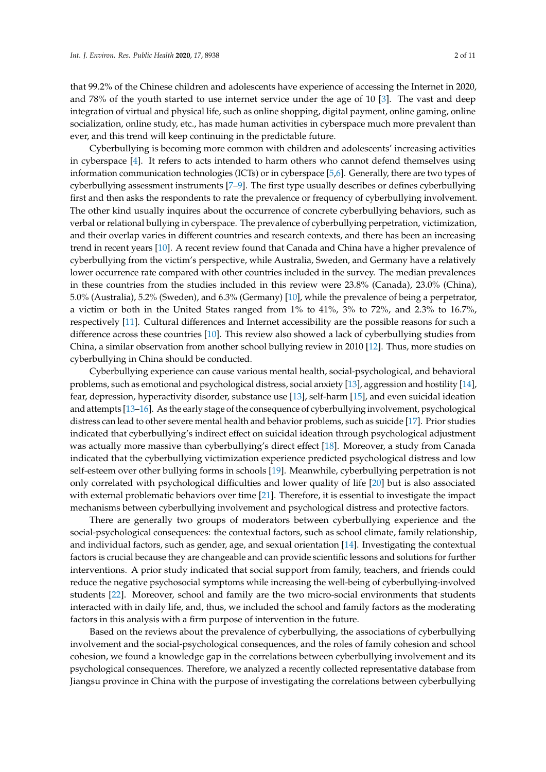that 99.2% of the Chinese children and adolescents have experience of accessing the Internet in 2020, and 78% of the youth started to use internet service under the age of 10 [3]. The vast and deep integration of virtual and physical life, such as online shopping, digital payment, online gaming, online socialization, online study, etc., has made human activities in cyberspace much more prevalent than ever, and this trend will keep continuing in the predictable future.

Cyberbullying is becoming more common with children and adolescents' increasing activities in cyberspace [4]. It refers to acts intended to harm others who cannot defend themselves using information communication technologies (ICTs) or in cyberspace [5,6]. Generally, there are two types of cyberbullying assessment instruments [7–9]. The first type usually describes or defines cyberbullying first and then asks the respondents to rate the prevalence or frequency of cyberbullying involvement. The other kind usually inquires about the occurrence of concrete cyberbullying behaviors, such as verbal or relational bullying in cyberspace. The prevalence of cyberbullying perpetration, victimization, and their overlap varies in different countries and research contexts, and there has been an increasing trend in recent years [10]. A recent review found that Canada and China have a higher prevalence of cyberbullying from the victim's perspective, while Australia, Sweden, and Germany have a relatively lower occurrence rate compared with other countries included in the survey. The median prevalences in these countries from the studies included in this review were 23.8% (Canada), 23.0% (China), 5.0% (Australia), 5.2% (Sweden), and 6.3% (Germany) [10], while the prevalence of being a perpetrator, a victim or both in the United States ranged from 1% to 41%, 3% to 72%, and 2.3% to 16.7%, respectively [11]. Cultural differences and Internet accessibility are the possible reasons for such a difference across these countries [10]. This review also showed a lack of cyberbullying studies from China, a similar observation from another school bullying review in 2010 [12]. Thus, more studies on cyberbullying in China should be conducted.

Cyberbullying experience can cause various mental health, social-psychological, and behavioral problems, such as emotional and psychological distress, social anxiety [13], aggression and hostility [14], fear, depression, hyperactivity disorder, substance use [13], self-harm [15], and even suicidal ideation and attempts [13–16]. As the early stage of the consequence of cyberbullying involvement, psychological distress can lead to other severe mental health and behavior problems, such as suicide [17]. Prior studies indicated that cyberbullying's indirect effect on suicidal ideation through psychological adjustment was actually more massive than cyberbullying's direct effect [18]. Moreover, a study from Canada indicated that the cyberbullying victimization experience predicted psychological distress and low self-esteem over other bullying forms in schools [19]. Meanwhile, cyberbullying perpetration is not only correlated with psychological difficulties and lower quality of life [20] but is also associated with external problematic behaviors over time [21]. Therefore, it is essential to investigate the impact mechanisms between cyberbullying involvement and psychological distress and protective factors.

There are generally two groups of moderators between cyberbullying experience and the social-psychological consequences: the contextual factors, such as school climate, family relationship, and individual factors, such as gender, age, and sexual orientation [14]. Investigating the contextual factors is crucial because they are changeable and can provide scientific lessons and solutions for further interventions. A prior study indicated that social support from family, teachers, and friends could reduce the negative psychosocial symptoms while increasing the well-being of cyberbullying-involved students [22]. Moreover, school and family are the two micro-social environments that students interacted with in daily life, and, thus, we included the school and family factors as the moderating factors in this analysis with a firm purpose of intervention in the future.

Based on the reviews about the prevalence of cyberbullying, the associations of cyberbullying involvement and the social-psychological consequences, and the roles of family cohesion and school cohesion, we found a knowledge gap in the correlations between cyberbullying involvement and its psychological consequences. Therefore, we analyzed a recently collected representative database from Jiangsu province in China with the purpose of investigating the correlations between cyberbullying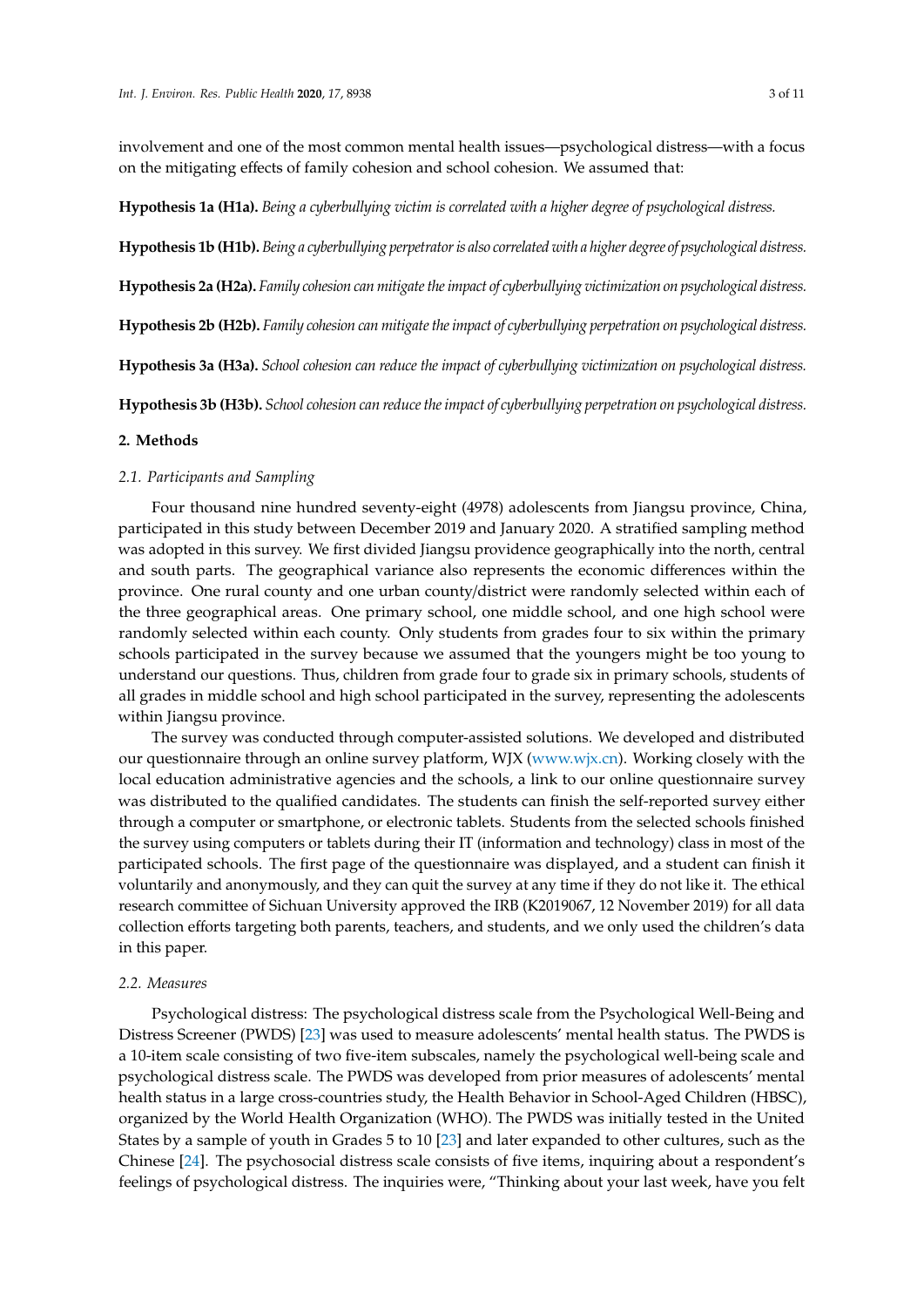involvement and one of the most common mental health issues—psychological distress—with a focus on the mitigating effects of family cohesion and school cohesion. We assumed that:

**Hypothesis 1a (H1a).** *Being a cyberbullying victim is correlated with a higher degree of psychological distress.*

**Hypothesis 1b (H1b).** *Being a cyberbullying perpetrator is also correlated with a higher degree of psychological distress.*

**Hypothesis 2a (H2a).** *Family cohesion can mitigate the impact of cyberbullying victimization on psychological distress.*

**Hypothesis 2b (H2b).** *Family cohesion can mitigate the impact of cyberbullying perpetration on psychological distress.*

**Hypothesis 3a (H3a).** *School cohesion can reduce the impact of cyberbullying victimization on psychological distress.*

**Hypothesis 3b (H3b).** *School cohesion can reduce the impact of cyberbullying perpetration on psychological distress.*

## 2. Methods

### 2.1. Participants and Sampling

Four thousand nine hundred seventy-eight (4978) adolescents from Jiangsu province, China, participated in this study between December 2019 and January 2020. A stratified sampling method was adopted in this survey. We first divided Jiangsu providence geographically into the north, central and south parts. The geographical variance also represents the economic differences within the province. One rural county and one urban county/district were randomly selected within each of the three geographical areas. One primary school, one middle school, and one high school were randomly selected within each county. Only students from grades four to six within the primary schools participated in the survey because we assumed that the youngers might be too young to understand our questions. Thus, children from grade four to grade six in primary schools, students of all grades in middle school and high school participated in the survey, representing the adolescents within Jiangsu province.

The survey was conducted through computer-assisted solutions. We developed and distributed our questionnaire through an online survey platform, WJX (www.wjx.cn). Working closely with the local education administrative agencies and the schools, a link to our online questionnaire survey was distributed to the qualified candidates. The students can finish the self-reported survey either through a computer or smartphone, or electronic tablets. Students from the selected schools finished the survey using computers or tablets during their IT (information and technology) class in most of the participated schools. The first page of the questionnaire was displayed, and a student can finish it voluntarily and anonymously, and they can quit the survey at any time if they do not like it. The ethical research committee of Sichuan University approved the IRB (K2019067, 12 November 2019) for all data collection efforts targeting both parents, teachers, and students, and we only used the children's data in this paper.

### 2.2. Measures

Psychological distress: The psychological distress scale from the Psychological Well-Being and Distress Screener (PWDS) [23] was used to measure adolescents' mental health status. The PWDS is a 10-item scale consisting of two five-item subscales, namely the psychological well-being scale and psychological distress scale. The PWDS was developed from prior measures of adolescents' mental health status in a large cross-countries study, the Health Behavior in School-Aged Children (HBSC), organized by the World Health Organization (WHO). The PWDS was initially tested in the United States by a sample of youth in Grades 5 to 10 [23] and later expanded to other cultures, such as the Chinese [24]. The psychosocial distress scale consists of five items, inquiring about a respondent's feelings of psychological distress. The inquiries were, "Thinking about your last week, have you felt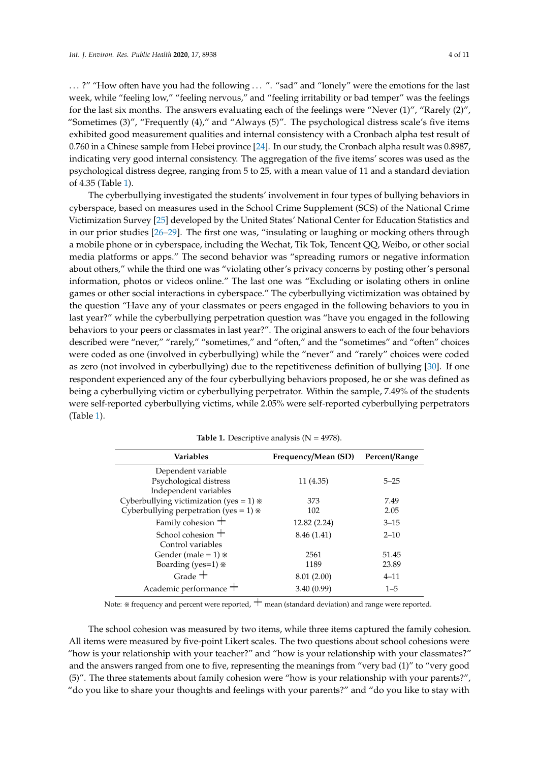… ?" "How often have you had the following … ". "sad" and "lonely" were the emotions for the last week, while "feeling low," "feeling nervous," and "feeling irritability or bad temper" was the feelings for the last six months. The answers evaluating each of the feelings were "Never (1)", "Rarely (2)", "Sometimes (3)", "Frequently (4)," and "Always (5)". The psychological distress scale's five items exhibited good measurement qualities and internal consistency with a Cronbach alpha test result of 0.760 in a Chinese sample from Hebei province [24]. In our study, the Cronbach alpha result was 0.8987, indicating very good internal consistency. The aggregation of the five items' scores was used as the psychological distress degree, ranging from 5 to 25, with a mean value of 11 and a standard deviation of 4.35 (Table 1).

The cyberbullying investigated the students' involvement in four types of bullying behaviors in cyberspace, based on measures used in the School Crime Supplement (SCS) of the National Crime Victimization Survey [25] developed by the United States' National Center for Education Statistics and in our prior studies [26–29]. The first one was, "insulating or laughing or mocking others through a mobile phone or in cyberspace, including the Wechat, Tik Tok, Tencent QQ, Weibo, or other social media platforms or apps." The second behavior was "spreading rumors or negative information about others," while the third one was "violating other's privacy concerns by posting other's personal information, photos or videos online." The last one was "Excluding or isolating others in online games or other social interactions in cyberspace." The cyberbullying victimization was obtained by the question "Have any of your classmates or peers engaged in the following behaviors to you in last year?" while the cyberbullying perpetration question was "have you engaged in the following behaviors to your peers or classmates in last year?". The original answers to each of the four behaviors described were "never," "rarely," "sometimes," and "often," and the "sometimes" and "often" choices were coded as one (involved in cyberbullying) while the "never" and "rarely" choices were coded as zero (not involved in cyberbullying) due to the repetitiveness definition of bullying [30]. If one respondent experienced any of the four cyberbullying behaviors proposed, he or she was defined as being a cyberbullying victim or cyberbullying perpetrator. Within the sample, 7.49% of the students were self-reported cyberbullying victims, while 2.05% were self-reported cyberbullying perpetrators (Table 1).

**Table 1.** Descriptive analysis (N = 4978).

| Variables | Frequency/Mean (SD) | Percent/Range |
|---|---|---|
| Dependent variable | | |
| Psychological distress | 11 (4.35) | 5–25 |
| Independent variables | | |
| Cyberbullying victimization (yes = 1) ※ | 373 | 7.49 |
| Cyberbullying perpetration (yes = 1) ※ | 102 | 2.05 |
| Family cohesion ┼ | 12.82 (2.24) | 3–15 |
| School cohesion ┼ | 8.46 (1.41) | 2–10 |
| Control variables | | |
| Gender (male = 1) ※ | 2561 | 51.45 |
| Boarding (yes=1) ※ | 1189 | 23.89 |
| Grade ┼ | 8.01 (2.00) | 4–11 |
| Academic performance ┼ | 3.40 (0.99) | 1–5 |

Note: ※ frequency and percent were reported, ┼ mean (standard deviation) and range were reported.

The school cohesion was measured by two items, while three items captured the family cohesion. All items were measured by five-point Likert scales. The two questions about school cohesions were "how is your relationship with your teacher?" and "how is your relationship with your classmates?" and the answers ranged from one to five, representing the meanings from "very bad (1)" to "very good (5)". The three statements about family cohesion were "how is your relationship with your parents?", "do you like to share your thoughts and feelings with your parents?" and "do you like to stay with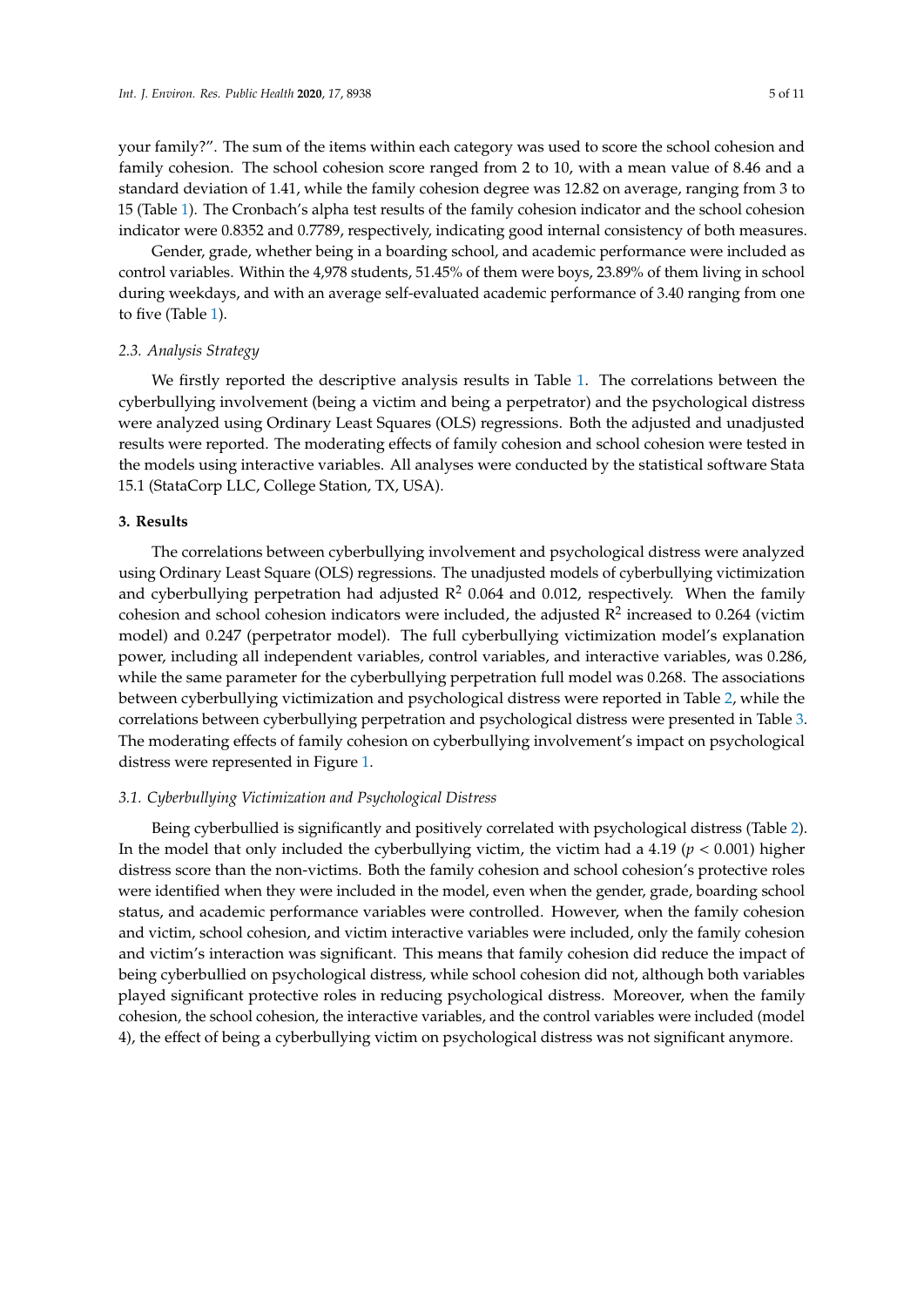your family?". The sum of the items within each category was used to score the school cohesion and family cohesion. The school cohesion score ranged from 2 to 10, with a mean value of 8.46 and a standard deviation of 1.41, while the family cohesion degree was 12.82 on average, ranging from 3 to 15 (Table 1). The Cronbach's alpha test results of the family cohesion indicator and the school cohesion indicator were 0.8352 and 0.7789, respectively, indicating good internal consistency of both measures.

Gender, grade, whether being in a boarding school, and academic performance were included as control variables. Within the 4,978 students, 51.45% of them were boys, 23.89% of them living in school during weekdays, and with an average self-evaluated academic performance of 3.40 ranging from one to five (Table 1).

### 2.3. Analysis Strategy

We firstly reported the descriptive analysis results in Table 1. The correlations between the cyberbullying involvement (being a victim and being a perpetrator) and the psychological distress were analyzed using Ordinary Least Squares (OLS) regressions. Both the adjusted and unadjusted results were reported. The moderating effects of family cohesion and school cohesion were tested in the models using interactive variables. All analyses were conducted by the statistical software Stata 15.1 (StataCorp LLC, College Station, TX, USA).

## 3. Results

The correlations between cyberbullying involvement and psychological distress were analyzed using Ordinary Least Square (OLS) regressions. The unadjusted models of cyberbullying victimization and cyberbullying perpetration had adjusted $R^2$ 0.064 and 0.012, respectively. When the family cohesion and school cohesion indicators were included, the adjusted $R^2$ increased to 0.264 (victim model) and 0.247 (perpetrator model). The full cyberbullying victimization model's explanation power, including all independent variables, control variables, and interactive variables, was 0.286, while the same parameter for the cyberbullying perpetration full model was 0.268. The associations between cyberbullying victimization and psychological distress were reported in Table 2, while the correlations between cyberbullying perpetration and psychological distress were presented in Table 3. The moderating effects of family cohesion on cyberbullying involvement's impact on psychological distress were represented in Figure 1.

### 3.1. Cyberbullying Victimization and Psychological Distress

Being cyberbullied is significantly and positively correlated with psychological distress (Table 2). In the model that only included the cyberbullying victim, the victim had a 4.19 ($p < 0.001$) higher distress score than the non-victims. Both the family cohesion and school cohesion's protective roles were identified when they were included in the model, even when the gender, grade, boarding school status, and academic performance variables were controlled. However, when the family cohesion and victim, school cohesion, and victim interactive variables were included, only the family cohesion and victim's interaction was significant. This means that family cohesion did reduce the impact of being cyberbullied on psychological distress, while school cohesion did not, although both variables played significant protective roles in reducing psychological distress. Moreover, when the family cohesion, the school cohesion, the interactive variables, and the control variables were included (model 4), the effect of being a cyberbullying victim on psychological distress was not significant anymore.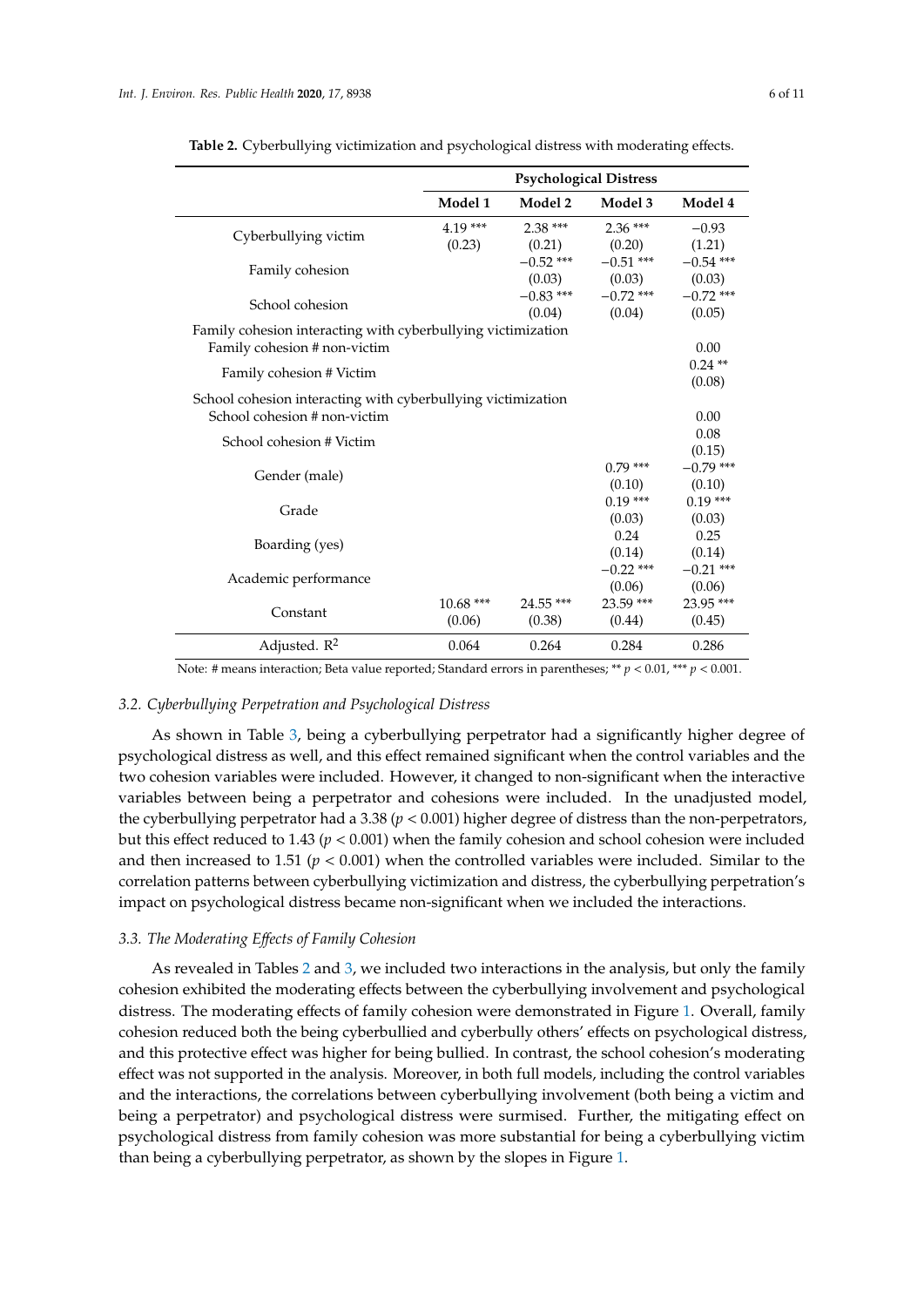**Table 2.** Cyberbullying victimization and psychological distress with moderating effects.

| | Psychological Distress | | | |
|---|---|---|---|---|
| | **Model 1** | **Model 2** | **Model 3** | **Model 4** |
| Cyberbullying victim | 4.19 *** (0.23) | 2.38 *** (0.21) | 2.36 *** (0.20) | −0.93 (1.21) |
| Family cohesion | | −0.52 *** (0.03) | −0.51 *** (0.03) | −0.54 *** (0.03) |
| School cohesion | | −0.83 *** (0.04) | −0.72 *** (0.04) | −0.72 *** (0.05) |
| Family cohesion interacting with cyberbullying victimization | | | | |
| Family cohesion # non-victim | | | | 0.00 |
| Family cohesion # Victim | | | | 0.24 ** (0.08) |
| School cohesion interacting with cyberbullying victimization | | | | |
| School cohesion # non-victim | | | | 0.00 |
| School cohesion # Victim | | | | 0.08 (0.15) |
| Gender (male) | | | 0.79 *** (0.10) | −0.79 *** (0.10) |
| Grade | | | 0.19 *** (0.03) | 0.19 *** (0.03) |
| Boarding (yes) | | | 0.24 (0.14) | 0.25 (0.14) |
| Academic performance | | | −0.22 *** (0.06) | −0.21 *** (0.06) |
| Constant | 10.68 *** (0.06) | 24.55 *** (0.38) | 23.59 *** (0.44) | 23.95 *** (0.45) |
| Adjusted. $R^2$ | 0.064 | 0.264 | 0.284 | 0.286 |

Note: # means interaction; Beta value reported; Standard errors in parentheses; ** $p < 0.01$, *** $p < 0.001$.

### 3.2. Cyberbullying Perpetration and Psychological Distress

As shown in Table 3, being a cyberbullying perpetrator had a significantly higher degree of psychological distress as well, and this effect remained significant when the control variables and the two cohesion variables were included. However, it changed to non-significant when the interactive variables between being a perpetrator and cohesions were included. In the unadjusted model, the cyberbullying perpetrator had a 3.38 ($p < 0.001$) higher degree of distress than the non-perpetrators, but this effect reduced to 1.43 ($p < 0.001$) when the family cohesion and school cohesion were included and then increased to 1.51 ($p < 0.001$) when the controlled variables were included. Similar to the correlation patterns between cyberbullying victimization and distress, the cyberbullying perpetration's impact on psychological distress became non-significant when we included the interactions.

### 3.3. The Moderating Effects of Family Cohesion

As revealed in Tables 2 and 3, we included two interactions in the analysis, but only the family cohesion exhibited the moderating effects between the cyberbullying involvement and psychological distress. The moderating effects of family cohesion were demonstrated in Figure 1. Overall, family cohesion reduced both the being cyberbullied and cyberbully others' effects on psychological distress, and this protective effect was higher for being bullied. In contrast, the school cohesion's moderating effect was not supported in the analysis. Moreover, in both full models, including the control variables and the interactions, the correlations between cyberbullying involvement (both being a victim and being a perpetrator) and psychological distress were surmised. Further, the mitigating effect on psychological distress from family cohesion was more substantial for being a cyberbullying victim than being a cyberbullying perpetrator, as shown by the slopes in Figure 1.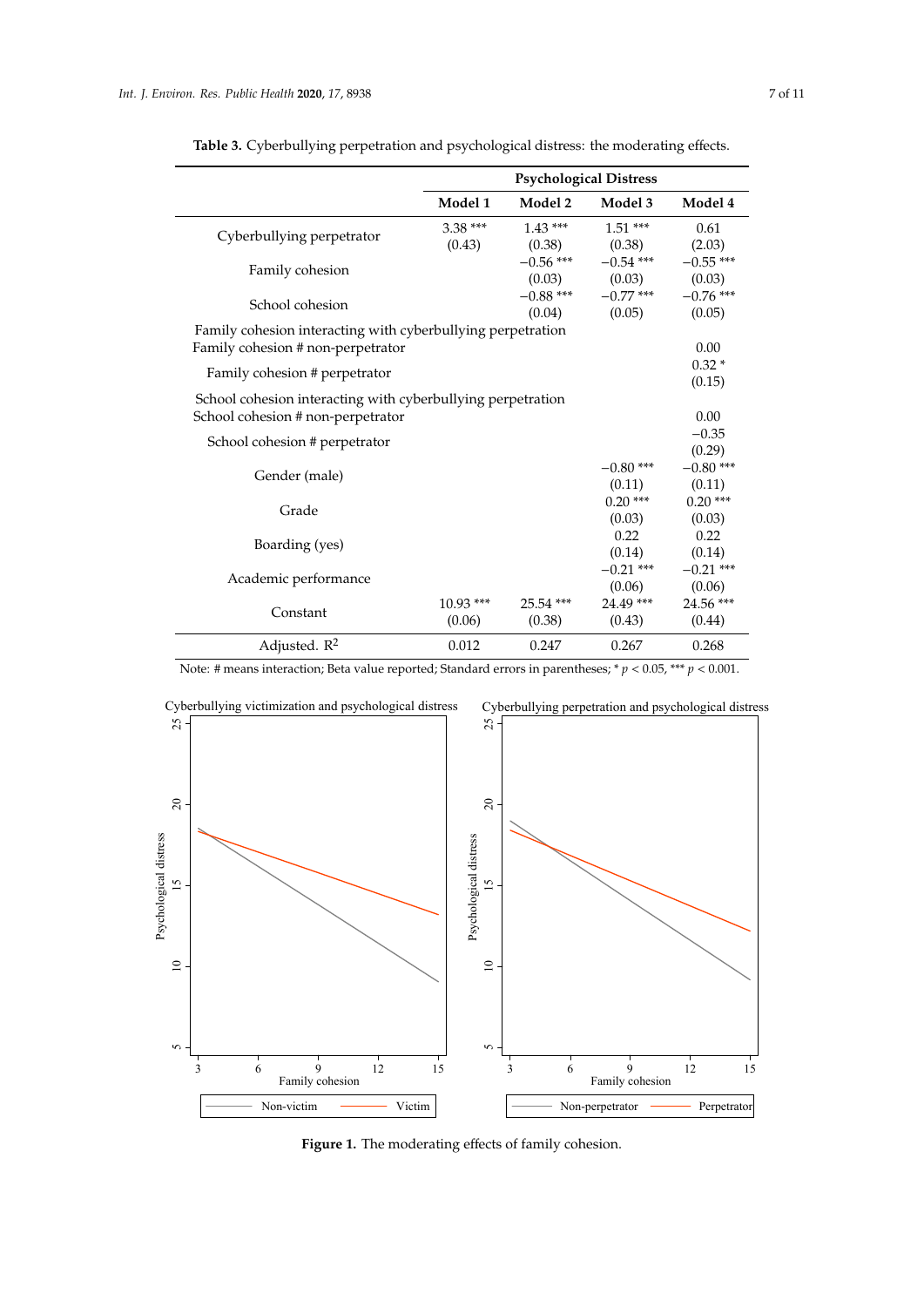**Table 3.** Cyberbullying perpetration and psychological distress: the moderating effects.

| | Psychological Distress | | | |
|---|---|---|---|---|
| | **Model 1** | **Model 2** | **Model 3** | **Model 4** |
| Cyberbullying perpetrator | 3.38 *** (0.43) | 1.43 *** (0.38) | 1.51 *** (0.38) | 0.61 (2.03) |
| Family cohesion | | −0.56 *** (0.03) | −0.54 *** (0.03) | −0.55 *** (0.03) |
| School cohesion | | −0.88 *** (0.04) | −0.77 *** (0.05) | −0.76 *** (0.05) |
| Family cohesion interacting with cyberbullying perpetration | | | | |
| Family cohesion # non-perpetrator | | | | 0.00 |
| Family cohesion # perpetrator | | | | 0.32 * (0.15) |
| School cohesion interacting with cyberbullying perpetration | | | | |
| School cohesion # non-perpetrator | | | | 0.00 |
| School cohesion # perpetrator | | | | −0.35 (0.29) |
| Gender (male) | | | −0.80 *** (0.11) | −0.80 *** (0.11) |
| Grade | | | 0.20 *** (0.03) | 0.20 *** (0.03) |
| Boarding (yes) | | | 0.22 (0.14) | 0.22 (0.14) |
| Academic performance | | | −0.21 *** (0.06) | −0.21 *** (0.06) |
| Constant | 10.93 *** (0.06) | 25.54 *** (0.38) | 24.49 *** (0.43) | 24.56 *** (0.44) |
| Adjusted. $R^2$ | 0.012 | 0.247 | 0.267 | 0.268 |

Note: # means interaction; Beta value reported; Standard errors in parentheses; * $p < 0.05$, *** $p < 0.001$.

**Figure 1.** The moderating effects of family cohesion.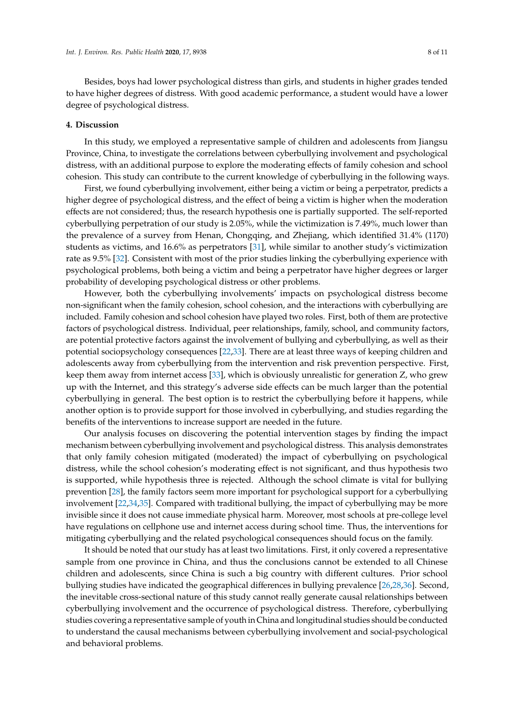Besides, boys had lower psychological distress than girls, and students in higher grades tended to have higher degrees of distress. With good academic performance, a student would have a lower degree of psychological distress.

## 4. Discussion

In this study, we employed a representative sample of children and adolescents from Jiangsu Province, China, to investigate the correlations between cyberbullying involvement and psychological distress, with an additional purpose to explore the moderating effects of family cohesion and school cohesion. This study can contribute to the current knowledge of cyberbullying in the following ways.

First, we found cyberbullying involvement, either being a victim or being a perpetrator, predicts a higher degree of psychological distress, and the effect of being a victim is higher when the moderation effects are not considered; thus, the research hypothesis one is partially supported. The self-reported cyberbullying perpetration of our study is 2.05%, while the victimization is 7.49%, much lower than the prevalence of a survey from Henan, Chongqing, and Zhejiang, which identified 31.4% (1170) students as victims, and 16.6% as perpetrators [31], while similar to another study's victimization rate as 9.5% [32]. Consistent with most of the prior studies linking the cyberbullying experience with psychological problems, both being a victim and being a perpetrator have higher degrees or larger probability of developing psychological distress or other problems.

However, both the cyberbullying involvements' impacts on psychological distress become non-significant when the family cohesion, school cohesion, and the interactions with cyberbullying are included. Family cohesion and school cohesion have played two roles. First, both of them are protective factors of psychological distress. Individual, peer relationships, family, school, and community factors, are potential protective factors against the involvement of bullying and cyberbullying, as well as their potential sociopsychology consequences [22,33]. There are at least three ways of keeping children and adolescents away from cyberbullying from the intervention and risk prevention perspective. First, keep them away from internet access [33], which is obviously unrealistic for generation Z, who grew up with the Internet, and this strategy's adverse side effects can be much larger than the potential cyberbullying in general. The best option is to restrict the cyberbullying before it happens, while another option is to provide support for those involved in cyberbullying, and studies regarding the benefits of the interventions to increase support are needed in the future.

Our analysis focuses on discovering the potential intervention stages by finding the impact mechanism between cyberbullying involvement and psychological distress. This analysis demonstrates that only family cohesion mitigated (moderated) the impact of cyberbullying on psychological distress, while the school cohesion's moderating effect is not significant, and thus hypothesis two is supported, while hypothesis three is rejected. Although the school climate is vital for bullying prevention [28], the family factors seem more important for psychological support for a cyberbullying involvement [22,34,35]. Compared with traditional bullying, the impact of cyberbullying may be more invisible since it does not cause immediate physical harm. Moreover, most schools at pre-college level have regulations on cellphone use and internet access during school time. Thus, the interventions for mitigating cyberbullying and the related psychological consequences should focus on the family.

It should be noted that our study has at least two limitations. First, it only covered a representative sample from one province in China, and thus the conclusions cannot be extended to all Chinese children and adolescents, since China is such a big country with different cultures. Prior school bullying studies have indicated the geographical differences in bullying prevalence [26,28,36]. Second, the inevitable cross-sectional nature of this study cannot really generate causal relationships between cyberbullying involvement and the occurrence of psychological distress. Therefore, cyberbullying studies covering a representative sample of youth in China and longitudinal studies should be conducted to understand the causal mechanisms between cyberbullying involvement and social-psychological and behavioral problems.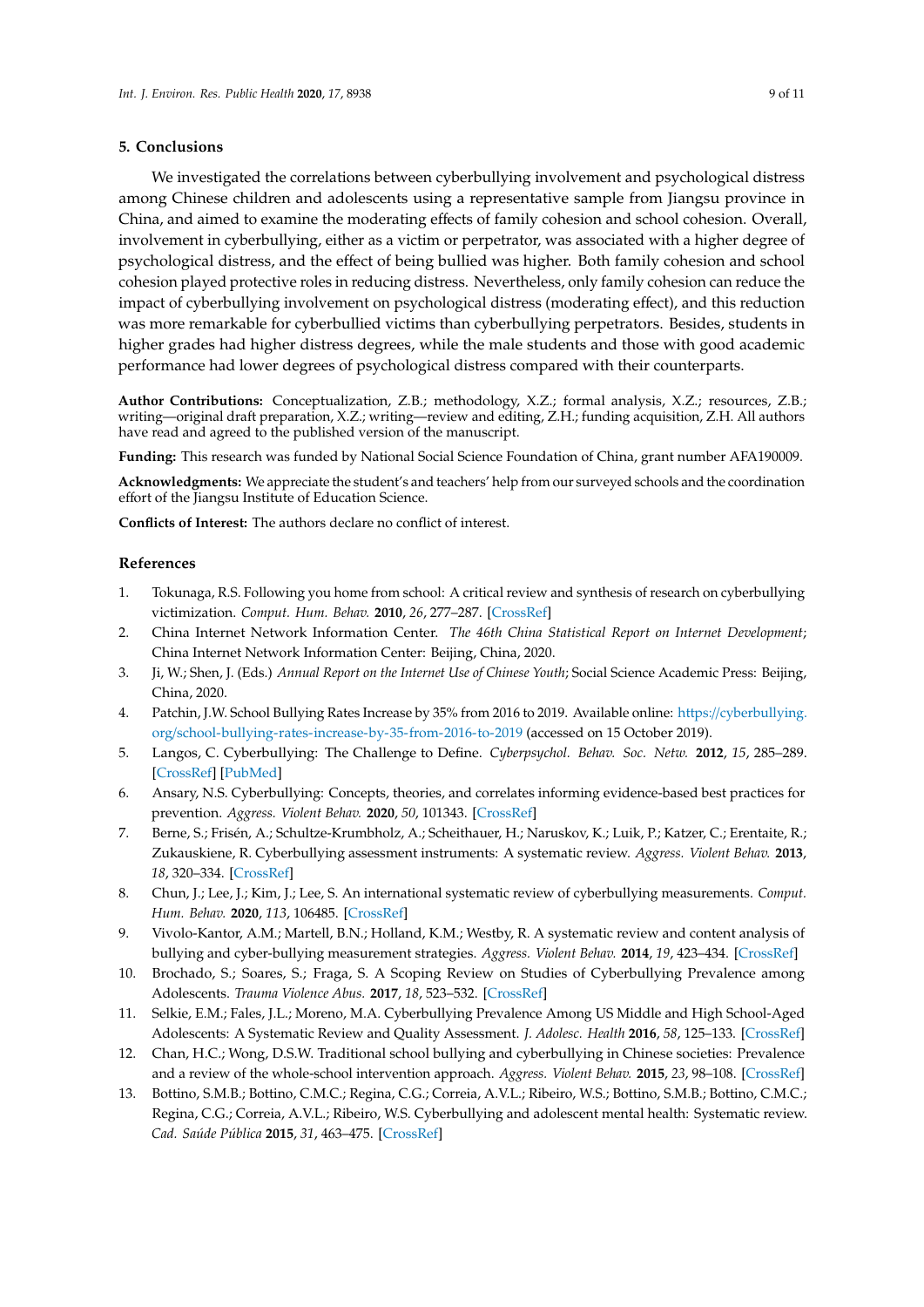## 5. Conclusions

We investigated the correlations between cyberbullying involvement and psychological distress among Chinese children and adolescents using a representative sample from Jiangsu province in China, and aimed to examine the moderating effects of family cohesion and school cohesion. Overall, involvement in cyberbullying, either as a victim or perpetrator, was associated with a higher degree of psychological distress, and the effect of being bullied was higher. Both family cohesion and school cohesion played protective roles in reducing distress. Nevertheless, only family cohesion can reduce the impact of cyberbullying involvement on psychological distress (moderating effect), and this reduction was more remarkable for cyberbullied victims than cyberbullying perpetrators. Besides, students in higher grades had higher distress degrees, while the male students and those with good academic performance had lower degrees of psychological distress compared with their counterparts.

**Author Contributions:** Conceptualization, Z.B.; methodology, X.Z.; formal analysis, X.Z.; resources, Z.B.; writing—original draft preparation, X.Z.; writing—review and editing, Z.H.; funding acquisition, Z.H. All authors have read and agreed to the published version of the manuscript.

**Funding:** This research was funded by National Social Science Foundation of China, grant number AFA190009.

**Acknowledgments:** We appreciate the student's and teachers' help from our surveyed schools and the coordination effort of the Jiangsu Institute of Education Science.

**Conflicts of Interest:** The authors declare no conflict of interest.

## References

1. Tokunaga, R.S. Following you home from school: A critical review and synthesis of research on cyberbullying victimization. *Comput. Hum. Behav.* **2010**, *26*, 277–287. [CrossRef]
2. China Internet Network Information Center. *The 46th China Statistical Report on Internet Development*; China Internet Network Information Center: Beijing, China, 2020.
3. Ji, W.; Shen, J. (Eds.) *Annual Report on the Internet Use of Chinese Youth*; Social Science Academic Press: Beijing, China, 2020.
4. Patchin, J.W. School Bullying Rates Increase by 35% from 2016 to 2019. Available online: https://cyberbullying.org/school-bullying-rates-increase-by-35-from-2016-to-2019 (accessed on 15 October 2019).
5. Langos, C. Cyberbullying: The Challenge to Define. *Cyberpsychol. Behav. Soc. Netw.* **2012**, *15*, 285–289. [CrossRef] [PubMed]
6. Ansary, N.S. Cyberbullying: Concepts, theories, and correlates informing evidence-based best practices for prevention. *Aggress. Violent Behav.* **2020**, *50*, 101343. [CrossRef]
7. Berne, S.; Frisén, A.; Schultze-Krumbholz, A.; Scheithauer, H.; Naruskov, K.; Luik, P.; Katzer, C.; Erentaite, R.; Zukauskiene, R. Cyberbullying assessment instruments: A systematic review. *Aggress. Violent Behav.* **2013**, *18*, 320–334. [CrossRef]
8. Chun, J.; Lee, J.; Kim, J.; Lee, S. An international systematic review of cyberbullying measurements. *Comput. Hum. Behav.* **2020**, *113*, 106485. [CrossRef]
9. Vivolo-Kantor, A.M.; Martell, B.N.; Holland, K.M.; Westby, R. A systematic review and content analysis of bullying and cyber-bullying measurement strategies. *Aggress. Violent Behav.* **2014**, *19*, 423–434. [CrossRef]
10. Brochado, S.; Soares, S.; Fraga, S. A Scoping Review on Studies of Cyberbullying Prevalence among Adolescents. *Trauma Violence Abus.* **2017**, *18*, 523–532. [CrossRef]
11. Selkie, E.M.; Fales, J.L.; Moreno, M.A. Cyberbullying Prevalence Among US Middle and High School-Aged Adolescents: A Systematic Review and Quality Assessment. *J. Adolesc. Health* **2016**, *58*, 125–133. [CrossRef]
12. Chan, H.C.; Wong, D.S.W. Traditional school bullying and cyberbullying in Chinese societies: Prevalence and a review of the whole-school intervention approach. *Aggress. Violent Behav.* **2015**, *23*, 98–108. [CrossRef]
13. Bottino, S.M.B.; Bottino, C.M.C.; Regina, C.G.; Correia, A.V.L.; Ribeiro, W.S.; Bottino, S.M.B.; Bottino, C.M.C.; Regina, C.G.; Correia, A.V.L.; Ribeiro, W.S. Cyberbullying and adolescent mental health: Systematic review. *Cad. Saúde Pública* **2015**, *31*, 463–475. [CrossRef]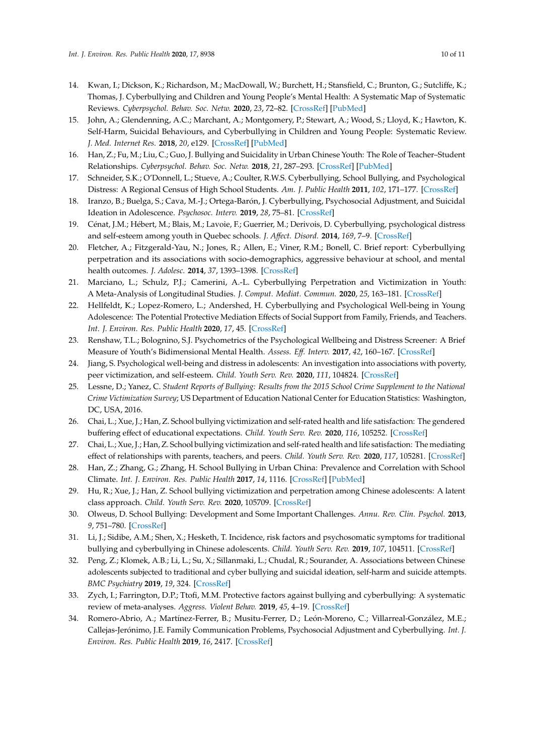14. Kwan, I.; Dickson, K.; Richardson, M.; MacDowall, W.; Burchett, H.; Stansfield, C.; Brunton, G.; Sutcliffe, K.; Thomas, J. Cyberbullying and Children and Young People's Mental Health: A Systematic Map of Systematic Reviews. *Cyberpsychol. Behav. Soc. Netw.* **2020**, *23*, 72–82. [CrossRef] [PubMed]
15. John, A.; Glendenning, A.C.; Marchant, A.; Montgomery, P.; Stewart, A.; Wood, S.; Lloyd, K.; Hawton, K. Self-Harm, Suicidal Behaviours, and Cyberbullying in Children and Young People: Systematic Review. *J. Med. Internet Res.* **2018**, *20*, e129. [CrossRef] [PubMed]
16. Han, Z.; Fu, M.; Liu, C.; Guo, J. Bullying and Suicidality in Urban Chinese Youth: The Role of Teacher–Student Relationships. *Cyberpsychol. Behav. Soc. Netw.* **2018**, *21*, 287–293. [CrossRef] [PubMed]
17. Schneider, S.K.; O'Donnell, L.; Stueve, A.; Coulter, R.W.S. Cyberbullying, School Bullying, and Psychological Distress: A Regional Census of High School Students. *Am. J. Public Health* **2011**, *102*, 171–177. [CrossRef]
18. Iranzo, B.; Buelga, S.; Cava, M.-J.; Ortega-Barón, J. Cyberbullying, Psychosocial Adjustment, and Suicidal Ideation in Adolescence. *Psychosoc. Interv.* **2019**, *28*, 75–81. [CrossRef]
19. Cénat, J.M.; Hébert, M.; Blais, M.; Lavoie, F.; Guerrier, M.; Derivois, D. Cyberbullying, psychological distress and self-esteem among youth in Quebec schools. *J. Affect. Disord.* **2014**, *169*, 7–9. [CrossRef]
20. Fletcher, A.; Fitzgerald-Yau, N.; Jones, R.; Allen, E.; Viner, R.M.; Bonell, C. Brief report: Cyberbullying perpetration and its associations with socio-demographics, aggressive behaviour at school, and mental health outcomes. *J. Adolesc.* **2014**, *37*, 1393–1398. [CrossRef]
21. Marciano, L.; Schulz, P.J.; Camerini, A.-L. Cyberbullying Perpetration and Victimization in Youth: A Meta-Analysis of Longitudinal Studies. *J. Comput. Mediat. Commun.* **2020**, *25*, 163–181. [CrossRef]
22. Hellfeldt, K.; Lopez-Romero, L.; Andershed, H. Cyberbullying and Psychological Well-being in Young Adolescence: The Potential Protective Mediation Effects of Social Support from Family, Friends, and Teachers. *Int. J. Environ. Res. Public Health* **2020**, *17*, 45. [CrossRef]
23. Renshaw, T.L.; Bolognino, S.J. Psychometrics of the Psychological Wellbeing and Distress Screener: A Brief Measure of Youth's Bidimensional Mental Health. *Assess. Eff. Interv.* **2017**, *42*, 160–167. [CrossRef]
24. Jiang, S. Psychological well-being and distress in adolescents: An investigation into associations with poverty, peer victimization, and self-esteem. *Child. Youth Serv. Rev.* **2020**, *111*, 104824. [CrossRef]
25. Lessne, D.; Yanez, C. *Student Reports of Bullying: Results from the 2015 School Crime Supplement to the National Crime Victimization Survey*; US Department of Education National Center for Education Statistics: Washington, DC, USA, 2016.
26. Chai, L.; Xue, J.; Han, Z. School bullying victimization and self-rated health and life satisfaction: The gendered buffering effect of educational expectations. *Child. Youth Serv. Rev.* **2020**, *116*, 105252. [CrossRef]
27. Chai, L.; Xue, J.; Han, Z. School bullying victimization and self-rated health and life satisfaction: The mediating effect of relationships with parents, teachers, and peers. *Child. Youth Serv. Rev.* **2020**, *117*, 105281. [CrossRef]
28. Han, Z.; Zhang, G.; Zhang, H. School Bullying in Urban China: Prevalence and Correlation with School Climate. *Int. J. Environ. Res. Public Health* **2017**, *14*, 1116. [CrossRef] [PubMed]
29. Hu, R.; Xue, J.; Han, Z. School bullying victimization and perpetration among Chinese adolescents: A latent class approach. *Child. Youth Serv. Rev.* **2020**, 105709. [CrossRef]
30. Olweus, D. School Bullying: Development and Some Important Challenges. *Annu. Rev. Clin. Psychol.* **2013**, *9*, 751–780. [CrossRef]
31. Li, J.; Sidibe, A.M.; Shen, X.; Hesketh, T. Incidence, risk factors and psychosomatic symptoms for traditional bullying and cyberbullying in Chinese adolescents. *Child. Youth Serv. Rev.* **2019**, *107*, 104511. [CrossRef]
32. Peng, Z.; Klomek, A.B.; Li, L.; Su, X.; Sillanmaki, L.; Chudal, R.; Sourander, A. Associations between Chinese adolescents subjected to traditional and cyber bullying and suicidal ideation, self-harm and suicide attempts. *BMC Psychiatry* **2019**, *19*, 324. [CrossRef]
33. Zych, I.; Farrington, D.P.; Ttofi, M.M. Protective factors against bullying and cyberbullying: A systematic review of meta-analyses. *Aggress. Violent Behav.* **2019**, *45*, 4–19. [CrossRef]
34. Romero-Abrio, A.; Martínez-Ferrer, B.; Musitu-Ferrer, D.; León-Moreno, C.; Villarreal-González, M.E.; Callejas-Jerónimo, J.E. Family Communication Problems, Psychosocial Adjustment and Cyberbullying. *Int. J. Environ. Res. Public Health* **2019**, *16*, 2417. [CrossRef]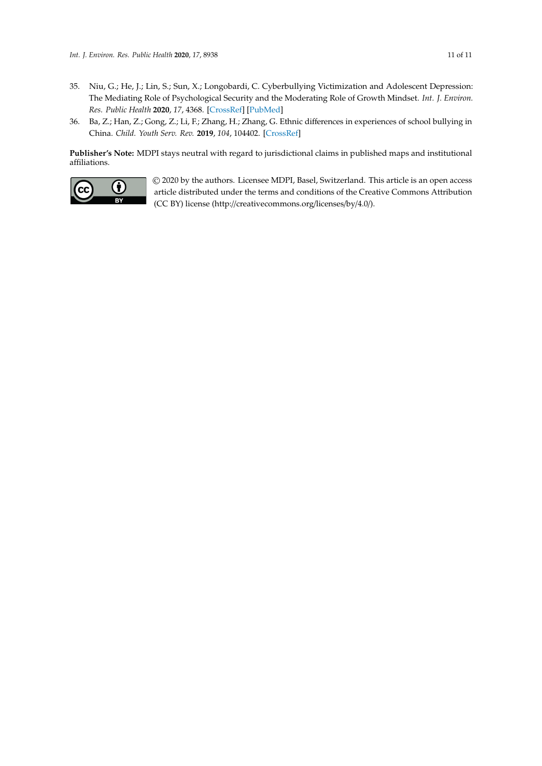35. Niu, G.; He, J.; Lin, S.; Sun, X.; Longobardi, C. Cyberbullying Victimization and Adolescent Depression: The Mediating Role of Psychological Security and the Moderating Role of Growth Mindset. *Int. J. Environ. Res. Public Health* **2020**, *17*, 4368. [CrossRef] [PubMed]
36. Ba, Z.; Han, Z.; Gong, Z.; Li, F.; Zhang, H.; Zhang, G. Ethnic differences in experiences of school bullying in China. *Child. Youth Serv. Rev.* **2019**, *104*, 104402. [CrossRef]

**Publisher's Note:** MDPI stays neutral with regard to jurisdictional claims in published maps and institutional affiliations.

© 2020 by the authors. Licensee MDPI, Basel, Switzerland. This article is an open access article distributed under the terms and conditions of the Creative Commons Attribution (CC BY) license (http://creativecommons.org/licenses/by/4.0/).